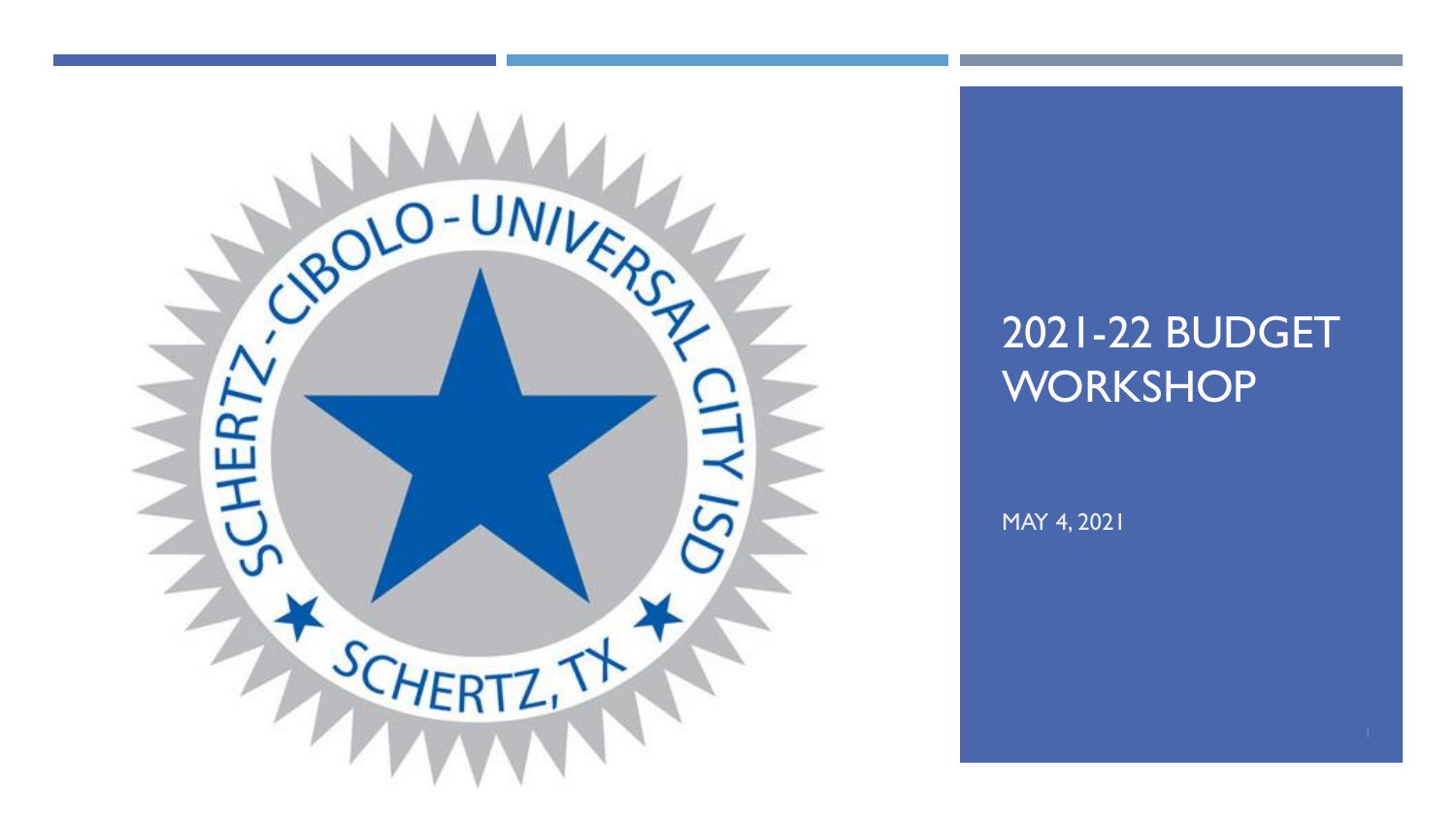# 2021-22 BUDGET WORKSHOP

MAY 4, 2021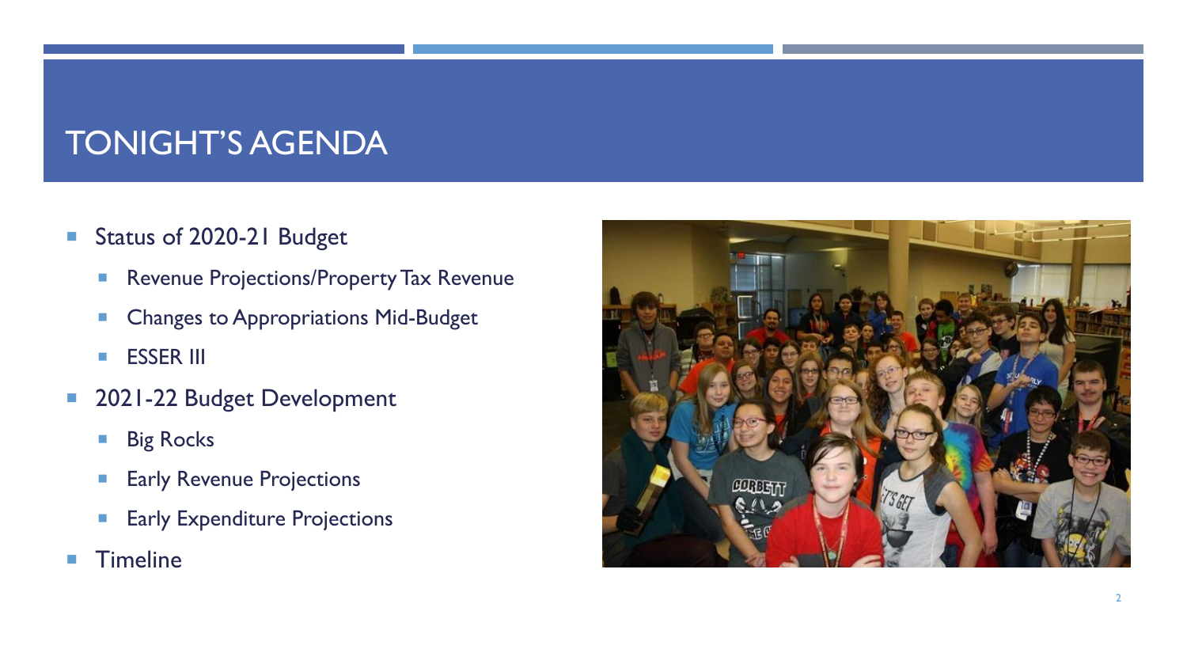# TONIGHT'S AGENDA

- Status of 2020-21 Budget
  - Revenue Projections/Property Tax Revenue
  - Changes to Appropriations Mid-Budget
  - ESSER III
- 2021-22 Budget Development
  - Big Rocks
  - Early Revenue Projections
  - Early Expenditure Projections
- Timeline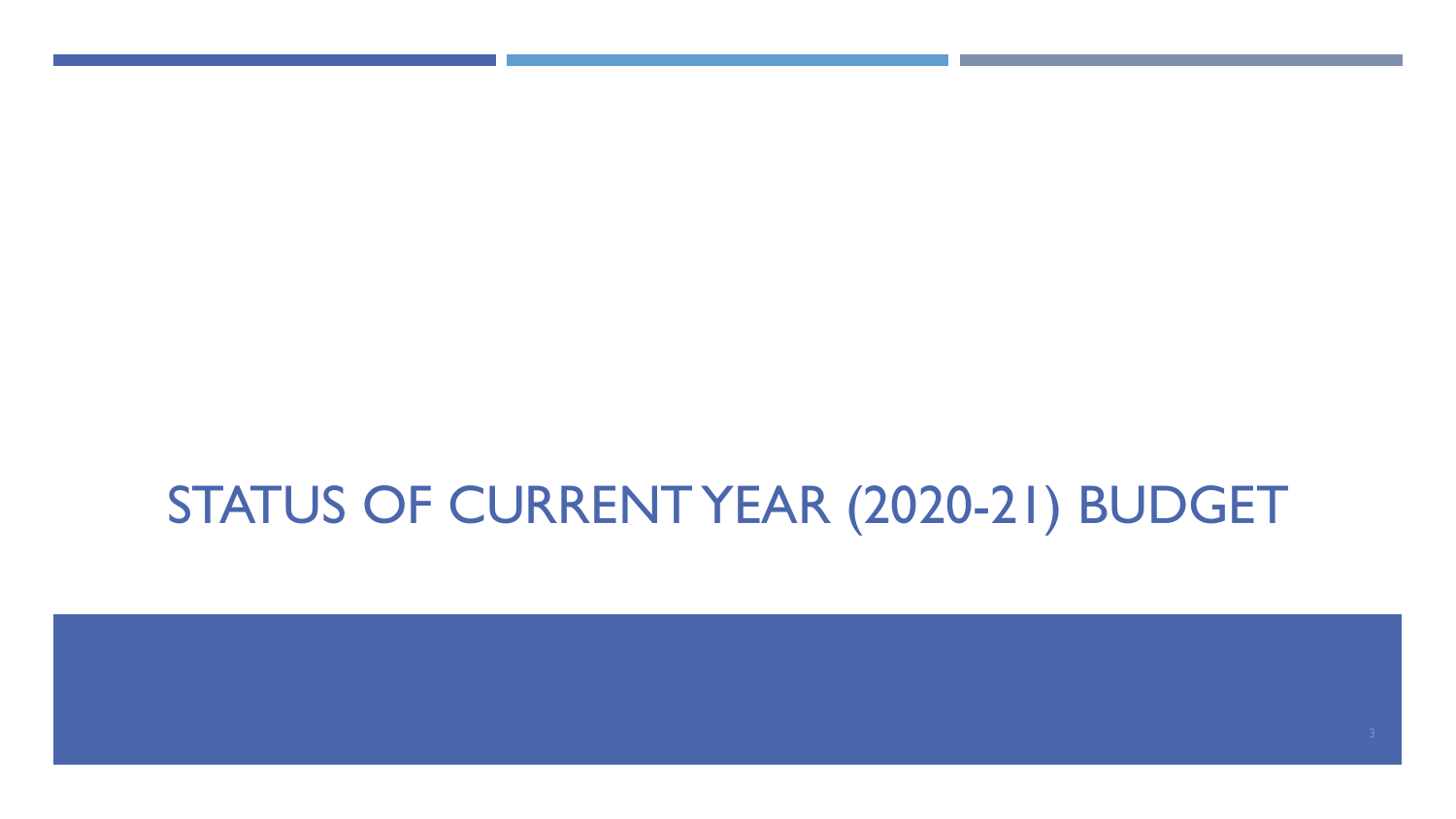# STATUS OF CURRENT YEAR (2020-21) BUDGET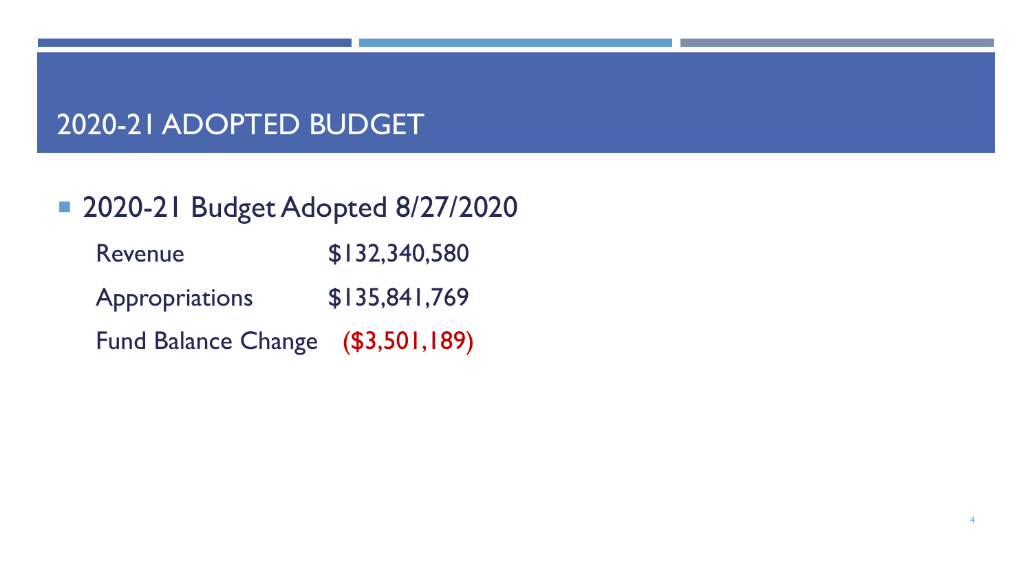# 2020-21 ADOPTED BUDGET

- 2020-21 Budget Adopted 8/27/2020

| | |
|---|---|
| Revenue | $132,340,580 |
| Appropriations | $135,841,769 |
| Fund Balance Change | ($3,501,189) |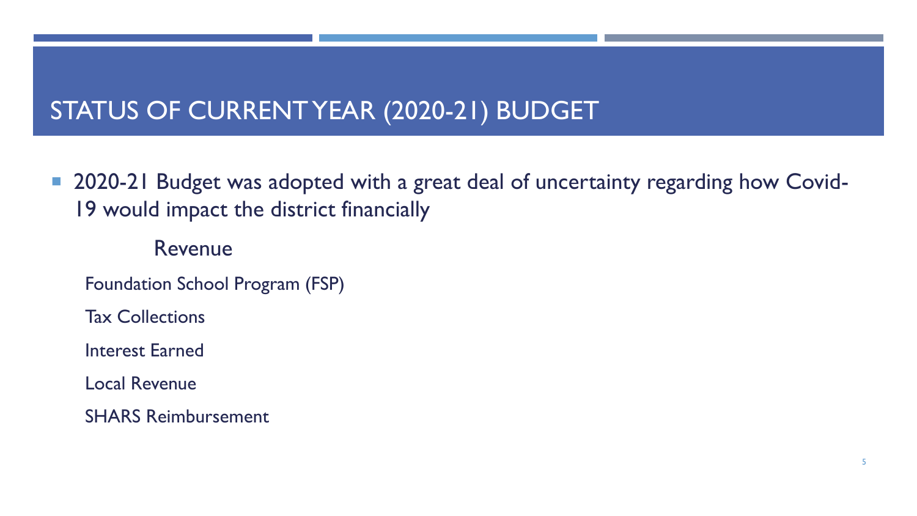# STATUS OF CURRENT YEAR (2020-21) BUDGET

- 2020-21 Budget was adopted with a great deal of uncertainty regarding how Covid-19 would impact the district financially

### Revenue

Foundation School Program (FSP)

Tax Collections

Interest Earned

Local Revenue

SHARS Reimbursement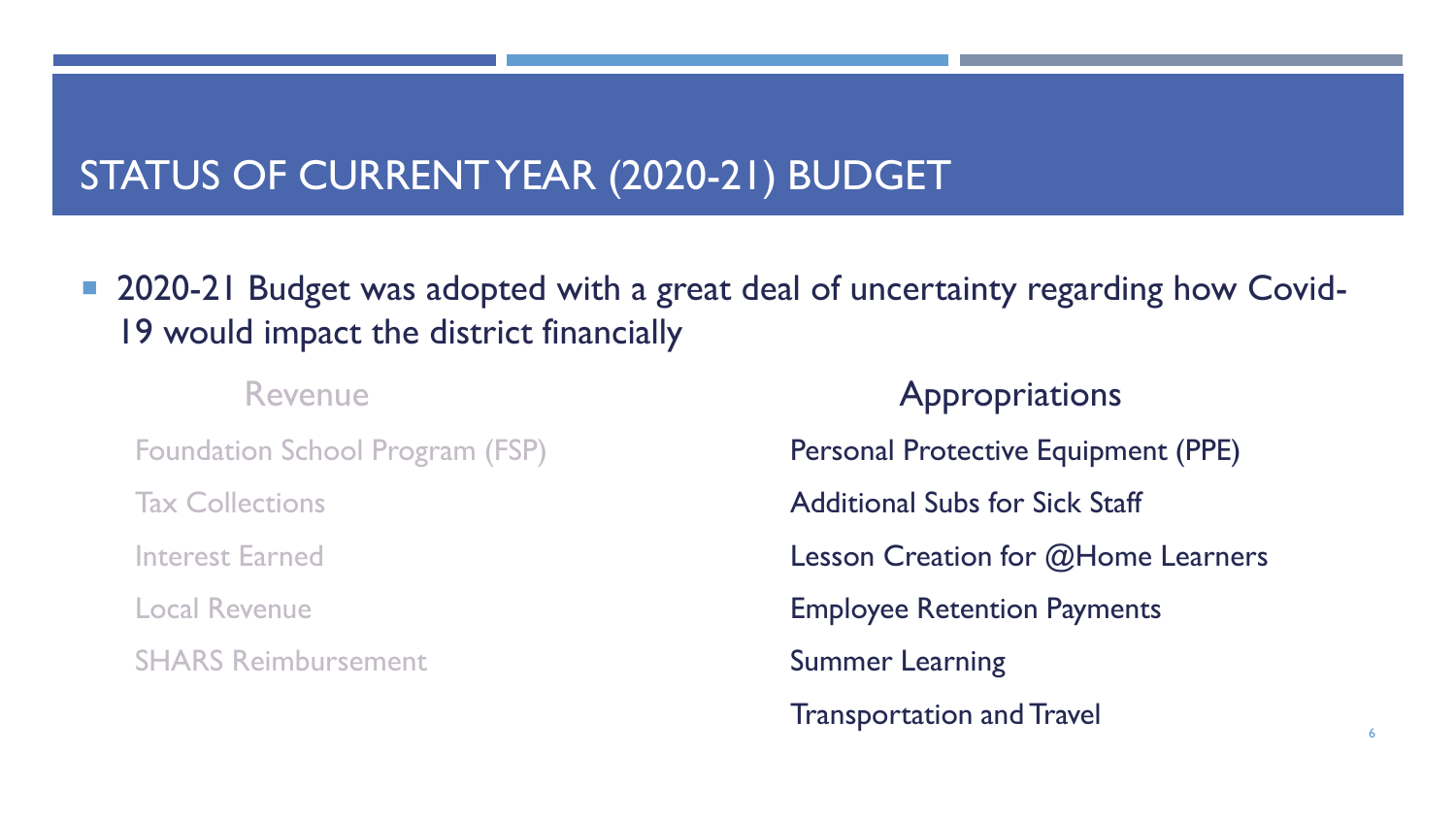# STATUS OF CURRENT YEAR (2020-21) BUDGET

- 2020-21 Budget was adopted with a great deal of uncertainty regarding how Covid-19 would impact the district financially

| Revenue | Appropriations |
| --- | --- |
| Foundation School Program (FSP) | Personal Protective Equipment (PPE) |
| Tax Collections | Additional Subs for Sick Staff |
| Interest Earned | Lesson Creation for @Home Learners |
| Local Revenue | Employee Retention Payments |
| SHARS Reimbursement | Summer Learning |
| | Transportation and Travel |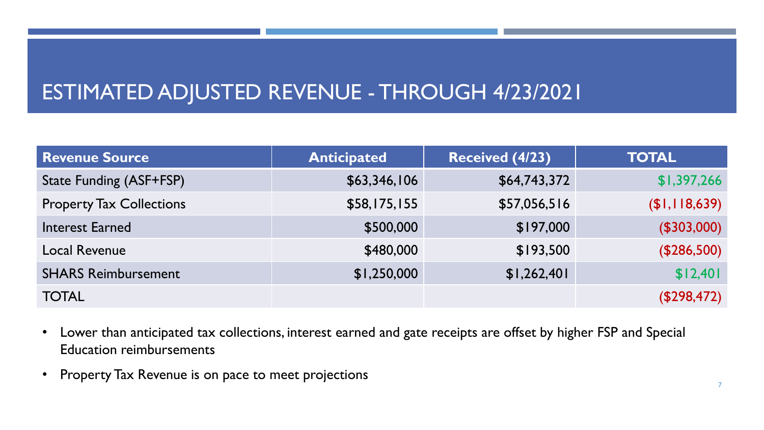# ESTIMATED ADJUSTED REVENUE - THROUGH 4/23/2021

| Revenue Source | Anticipated | Received (4/23) | TOTAL |
|---|---|---|---|
| State Funding (ASF+FSP) | $63,346,106 | $64,743,372 | $1,397,266 |
| Property Tax Collections | $58,175,155 | $57,056,516 | ($1,118,639) |
| Interest Earned | $500,000 | $197,000 | ($303,000) |
| Local Revenue | $480,000 | $193,500 | ($286,500) |
| SHARS Reimbursement | $1,250,000 | $1,262,401 | $12,401 |
| TOTAL | | | ($298,472) |

- Lower than anticipated tax collections, interest earned and gate receipts are offset by higher FSP and Special Education reimbursements
- Property Tax Revenue is on pace to meet projections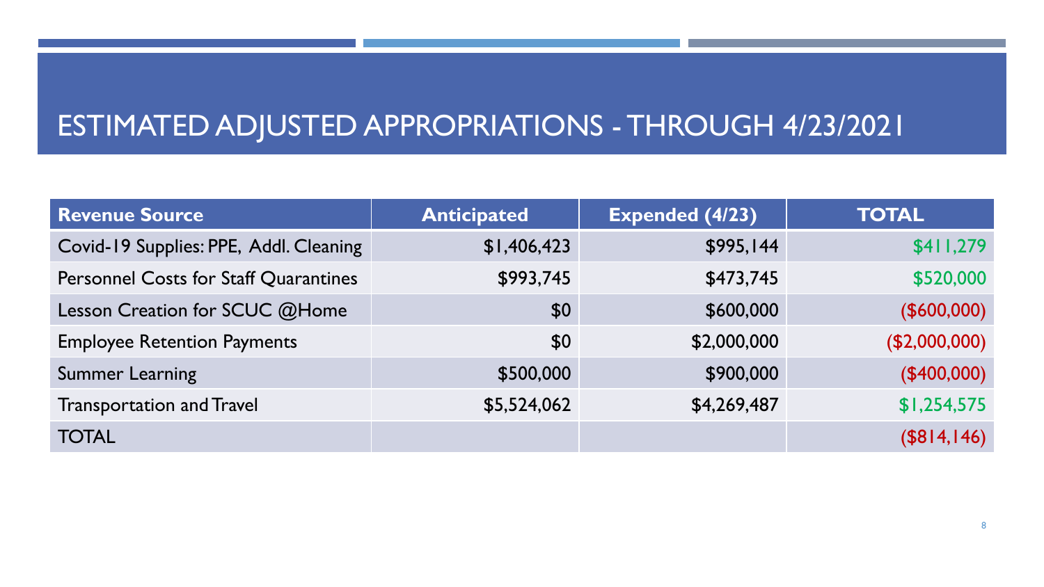# ESTIMATED ADJUSTED APPROPRIATIONS - THROUGH 4/23/2021

| Revenue Source | Anticipated | Expended (4/23) | TOTAL |
|---|---|---|---|
| Covid-19 Supplies: PPE, Addl. Cleaning | $1,406,423 | $995,144 | $411,279 |
| Personnel Costs for Staff Quarantines | $993,745 | $473,745 | $520,000 |
| Lesson Creation for SCUC @Home | $0 | $600,000 | ($600,000) |
| Employee Retention Payments | $0 | $2,000,000 | ($2,000,000) |
| Summer Learning | $500,000 | $900,000 | ($400,000) |
| Transportation and Travel | $5,524,062 | $4,269,487 | $1,254,575 |
| TOTAL | | | ($814,146) |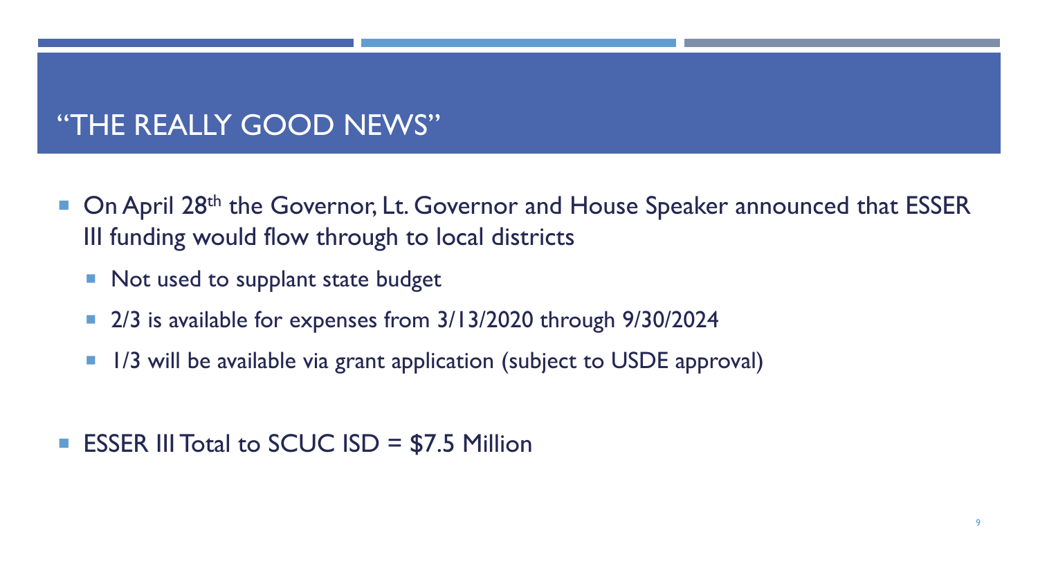# "THE REALLY GOOD NEWS"

- On April 28th the Governor, Lt. Governor and House Speaker announced that ESSER III funding would flow through to local districts
  - Not used to supplant state budget
  - 2/3 is available for expenses from 3/13/2020 through 9/30/2024
  - 1/3 will be available via grant application (subject to USDE approval)

- ESSER III Total to SCUC ISD = $7.5 Million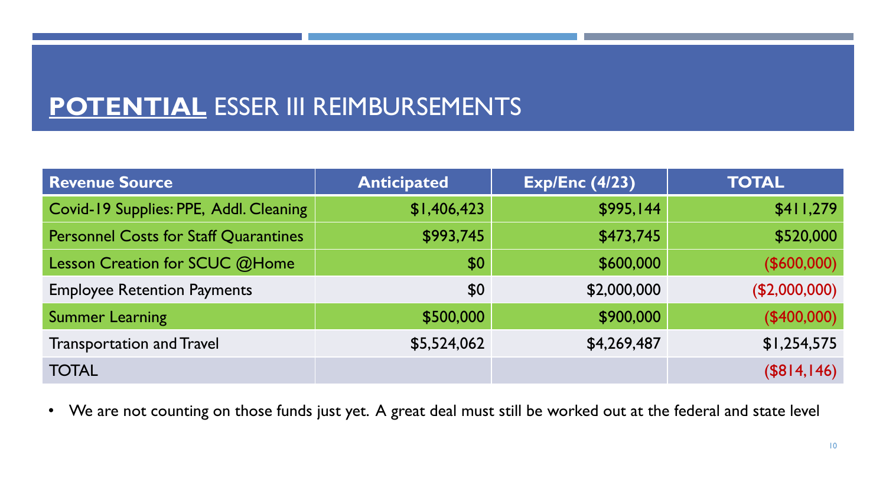# **POTENTIAL** ESSER III REIMBURSEMENTS

| Revenue Source | Anticipated | Exp/Enc (4/23) | TOTAL |
|---|---|---|---|
| Covid-19 Supplies: PPE, Addl. Cleaning | $1,406,423 | $995,144 | $411,279 |
| Personnel Costs for Staff Quarantines | $993,745 | $473,745 | $520,000 |
| Lesson Creation for SCUC @Home | $0 | $600,000 | ($600,000) |
| Employee Retention Payments | $0 | $2,000,000 | ($2,000,000) |
| Summer Learning | $500,000 | $900,000 | ($400,000) |
| Transportation and Travel | $5,524,062 | $4,269,487 | $1,254,575 |
| TOTAL | | | ($814,146) |

- We are not counting on those funds just yet. A great deal must still be worked out at the federal and state level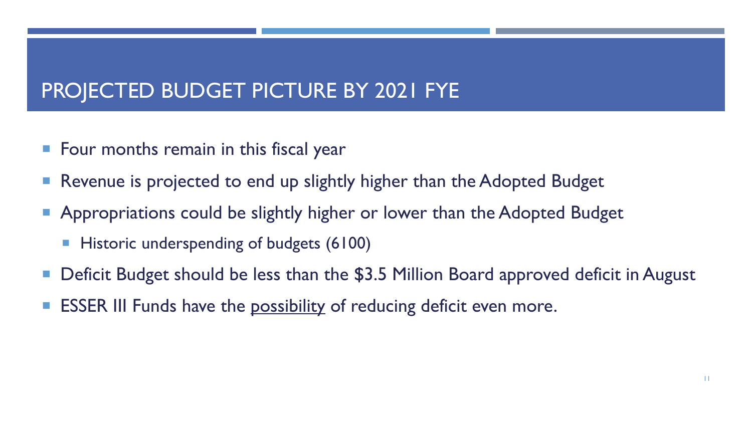# PROJECTED BUDGET PICTURE BY 2021 FYE

- Four months remain in this fiscal year
- Revenue is projected to end up slightly higher than the Adopted Budget
- Appropriations could be slightly higher or lower than the Adopted Budget
  - Historic underspending of budgets (6100)
- Deficit Budget should be less than the $3.5 Million Board approved deficit in August
- ESSER III Funds have the <u>possibility</u> of reducing deficit even more.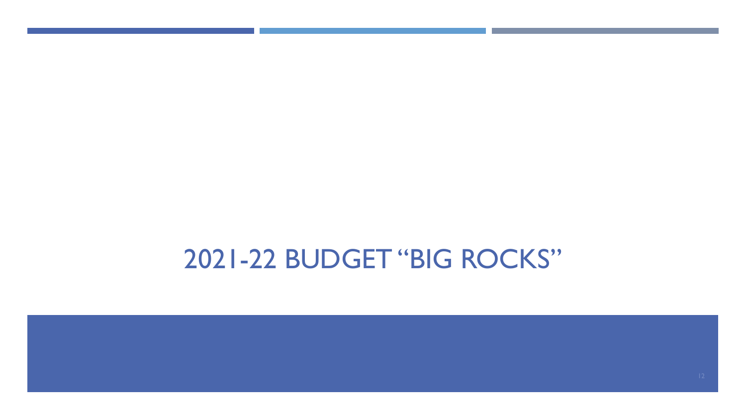# 2021-22 BUDGET "BIG ROCKS"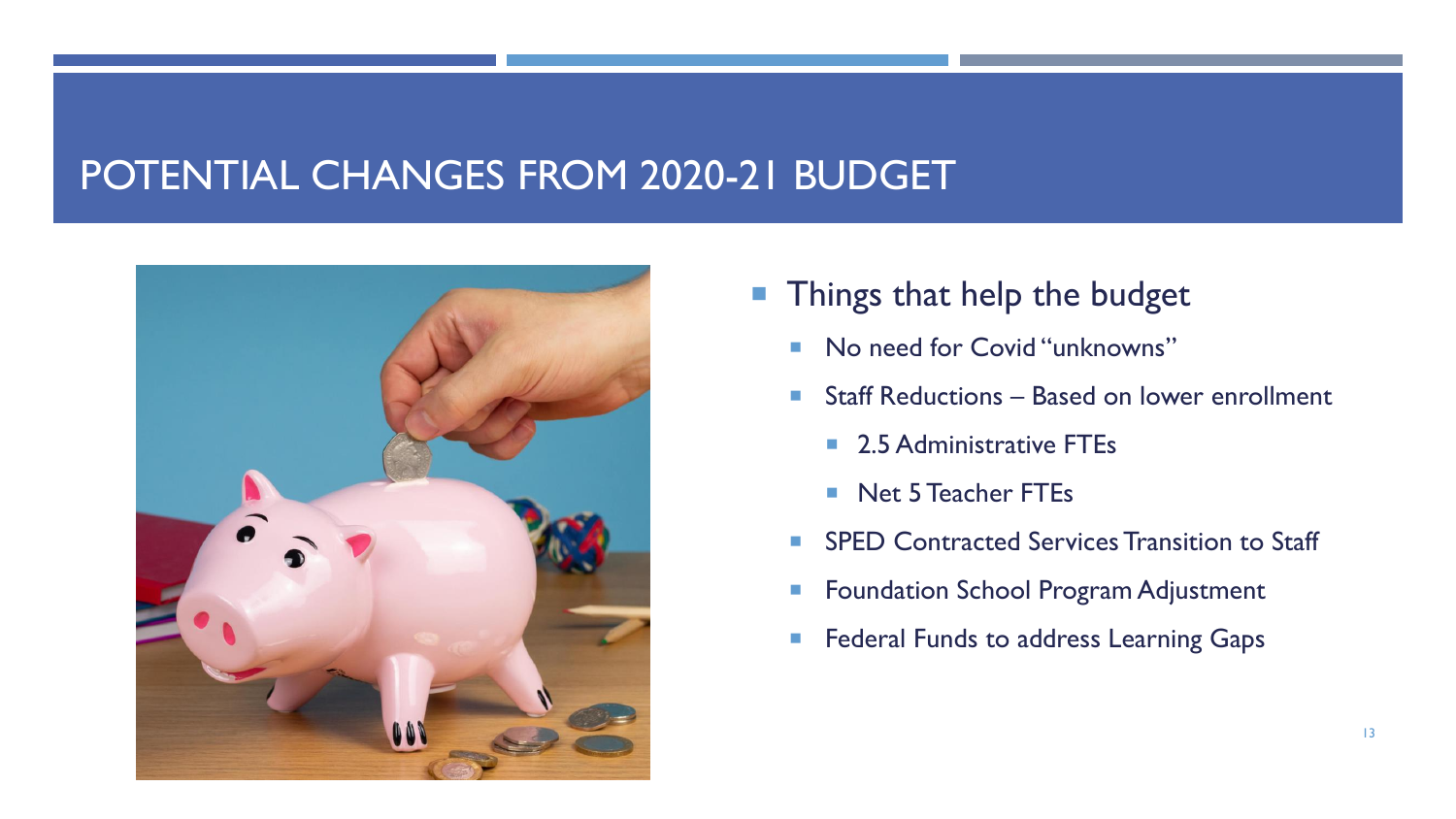# POTENTIAL CHANGES FROM 2020-21 BUDGET

- Things that help the budget
  - No need for Covid "unknowns"
  - Staff Reductions – Based on lower enrollment
    - 2.5 Administrative FTEs
    - Net 5 Teacher FTEs
  - SPED Contracted Services Transition to Staff
  - Foundation School Program Adjustment
  - Federal Funds to address Learning Gaps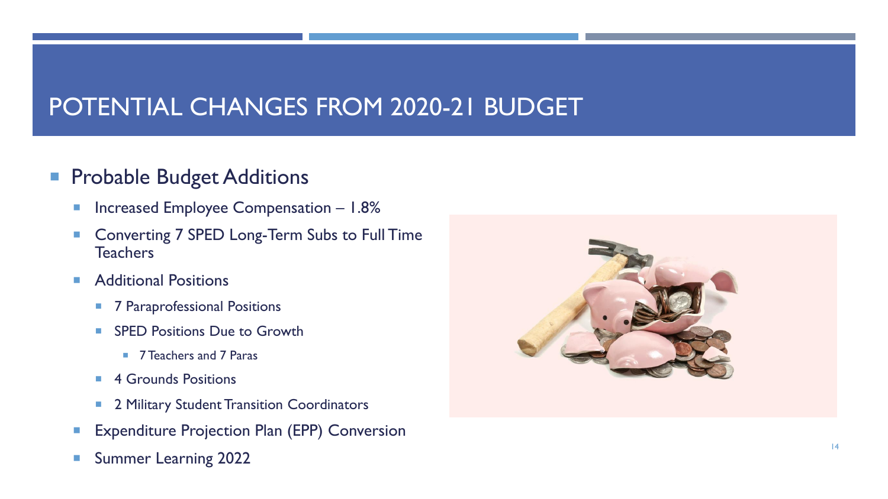# POTENTIAL CHANGES FROM 2020-21 BUDGET

- Probable Budget Additions
  - Increased Employee Compensation – 1.8%
  - Converting 7 SPED Long-Term Subs to Full Time Teachers
  - Additional Positions
    - 7 Paraprofessional Positions
    - SPED Positions Due to Growth
      - 7 Teachers and 7 Paras
    - 4 Grounds Positions
    - 2 Military Student Transition Coordinators
  - Expenditure Projection Plan (EPP) Conversion
  - Summer Learning 2022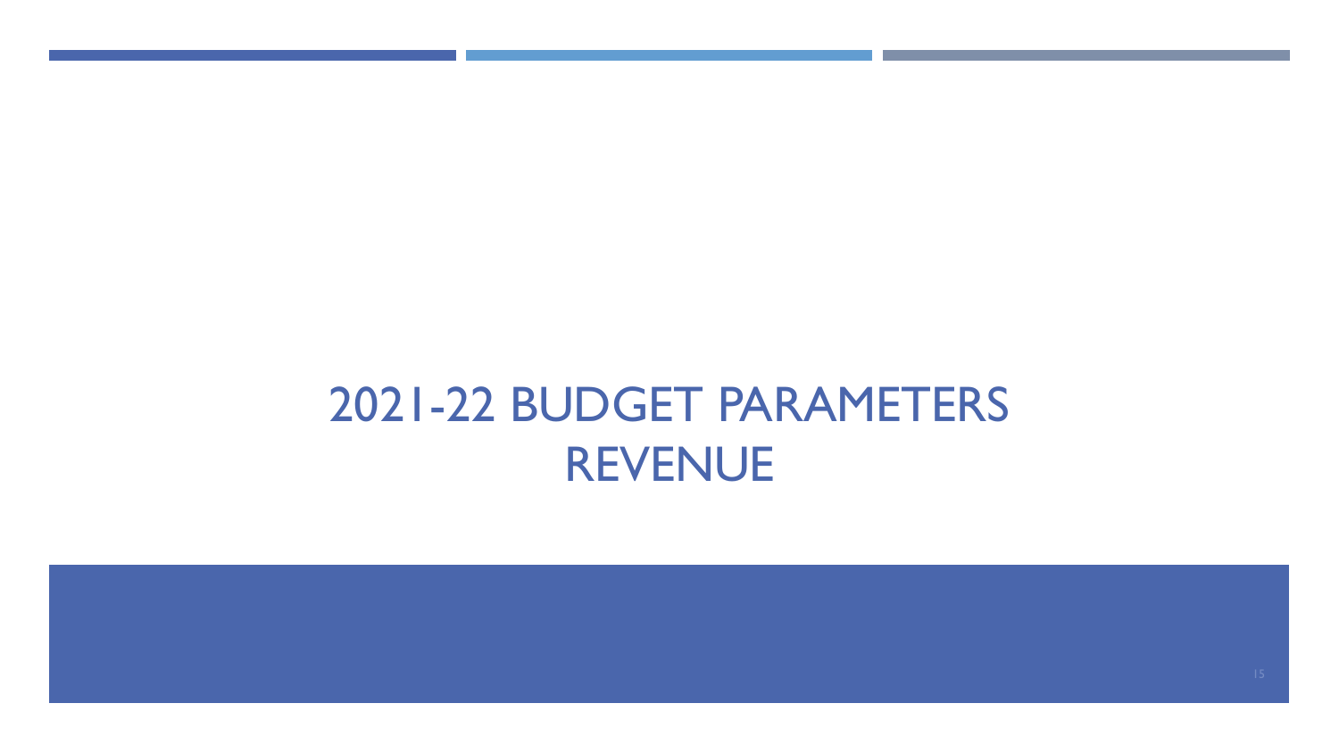# 2021-22 BUDGET PARAMETERS
# REVENUE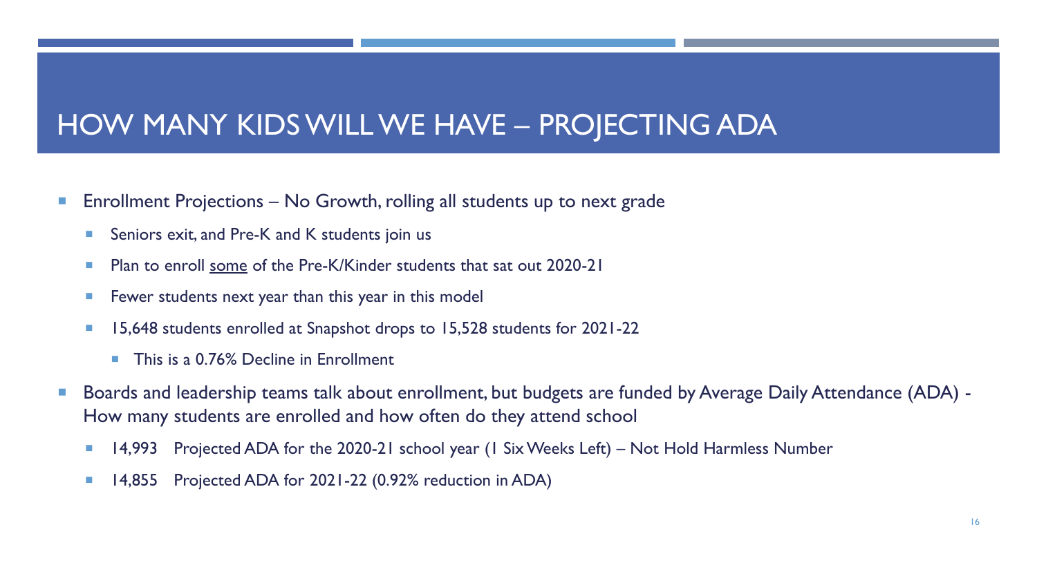# HOW MANY KIDS WILL WE HAVE – PROJECTING ADA

- Enrollment Projections – No Growth, rolling all students up to next grade
  - Seniors exit, and Pre-K and K students join us
  - Plan to enroll <u>some</u> of the Pre-K/Kinder students that sat out 2020-21
  - Fewer students next year than this year in this model
  - 15,648 students enrolled at Snapshot drops to 15,528 students for 2021-22
    - This is a 0.76% Decline in Enrollment
- Boards and leadership teams talk about enrollment, but budgets are funded by Average Daily Attendance (ADA) - How many students are enrolled and how often do they attend school
  - 14,993 Projected ADA for the 2020-21 school year (1 Six Weeks Left) – Not Hold Harmless Number
  - 14,855 Projected ADA for 2021-22 (0.92% reduction in ADA)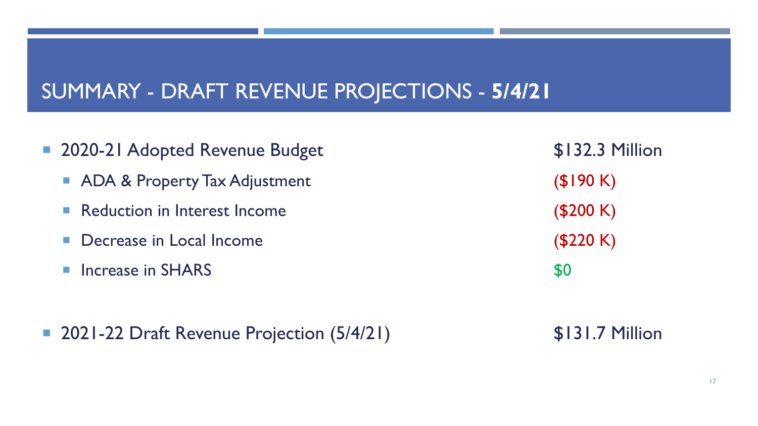# SUMMARY - DRAFT REVENUE PROJECTIONS - **5/4/21**

- 2020-21 Adopted Revenue Budget — $132.3 Million
  - ADA & Property Tax Adjustment — ($190 K)
  - Reduction in Interest Income — ($200 K)
  - Decrease in Local Income — ($220 K)
  - Increase in SHARS — $0

- 2021-22 Draft Revenue Projection (5/4/21) — $131.7 Million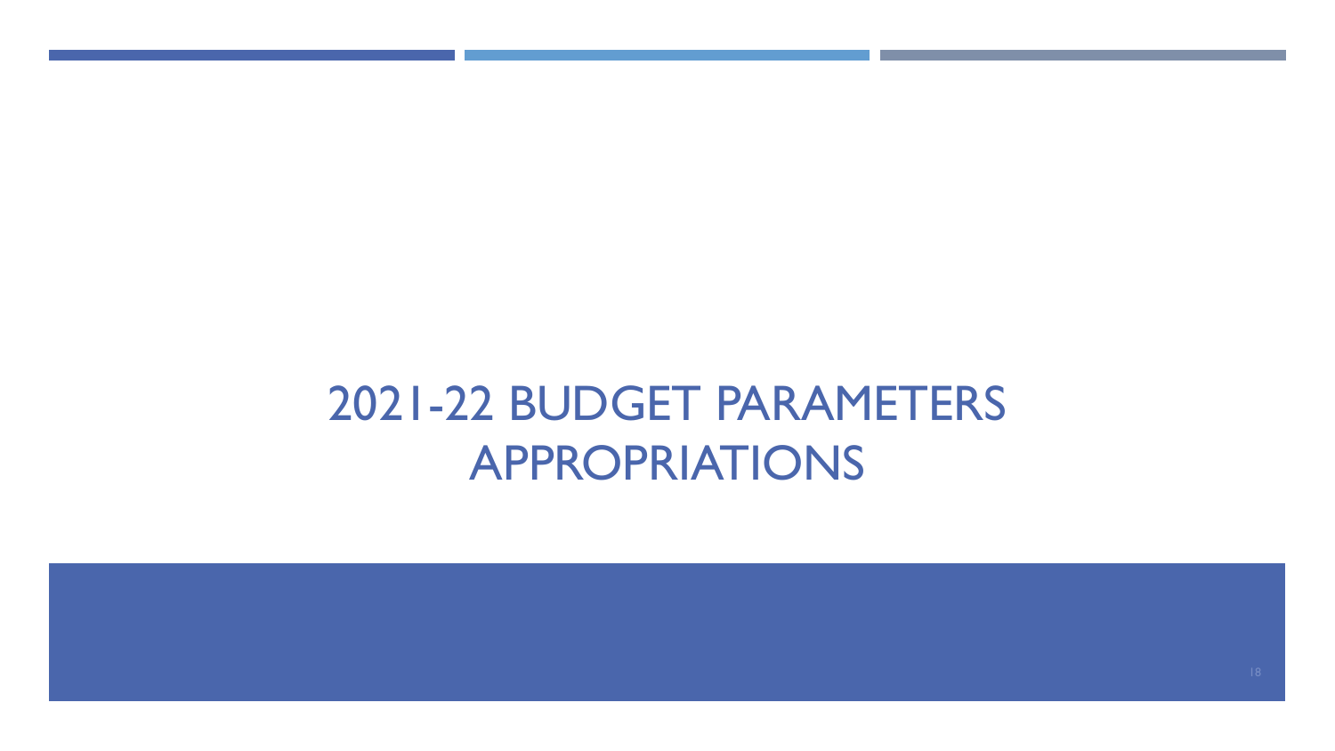# 2021-22 BUDGET PARAMETERS APPROPRIATIONS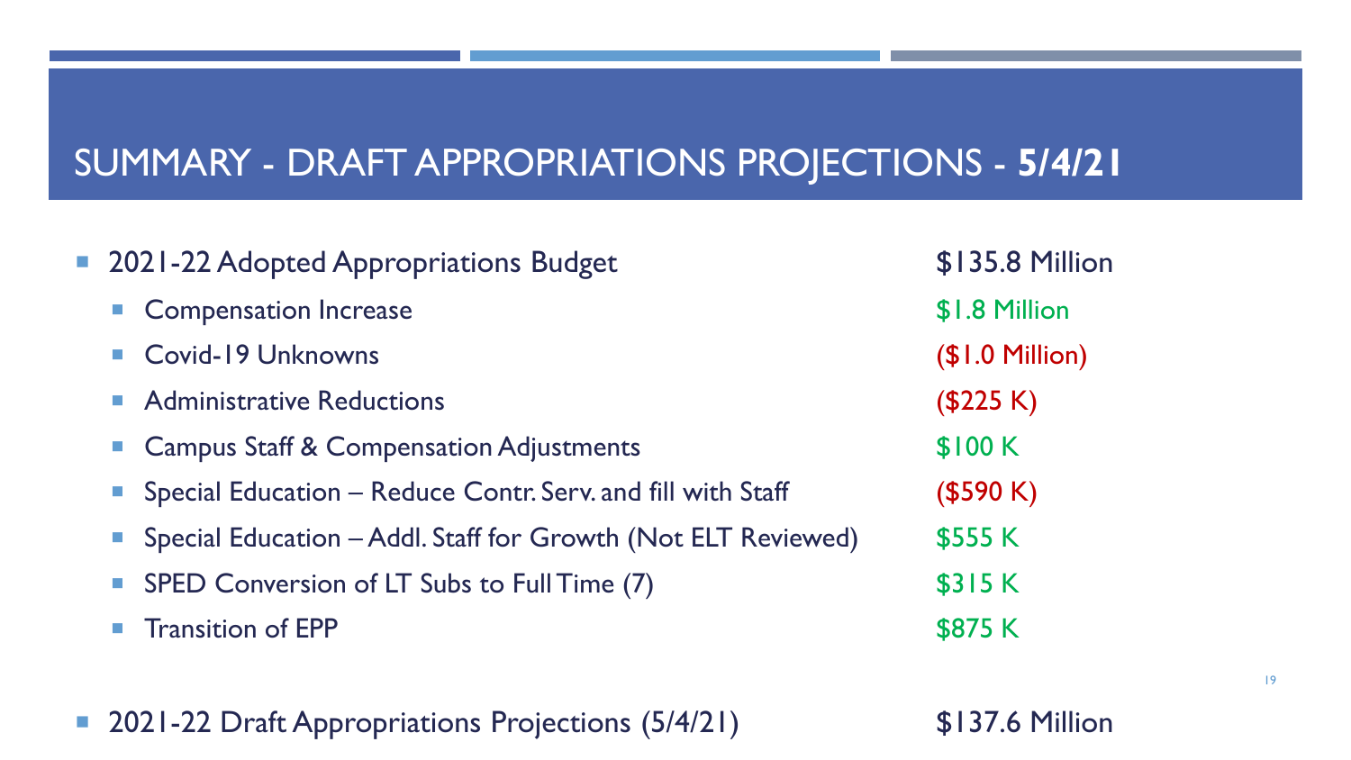# SUMMARY - DRAFT APPROPRIATIONS PROJECTIONS - **5/4/21**

| Item | Amount |
| --- | --- |
| 2021-22 Adopted Appropriations Budget | $135.8 Million |
| Compensation Increase | $1.8 Million |
| Covid-19 Unknowns | ($1.0 Million) |
| Administrative Reductions | ($225 K) |
| Campus Staff & Compensation Adjustments | $100 K |
| Special Education – Reduce Contr. Serv. and fill with Staff | ($590 K) |
| Special Education – Addl. Staff for Growth (Not ELT Reviewed) | $555 K |
| SPED Conversion of LT Subs to Full Time (7) | $315 K |
| Transition of EPP | $875 K |
| 2021-22 Draft Appropriations Projections (5/4/21) | $137.6 Million |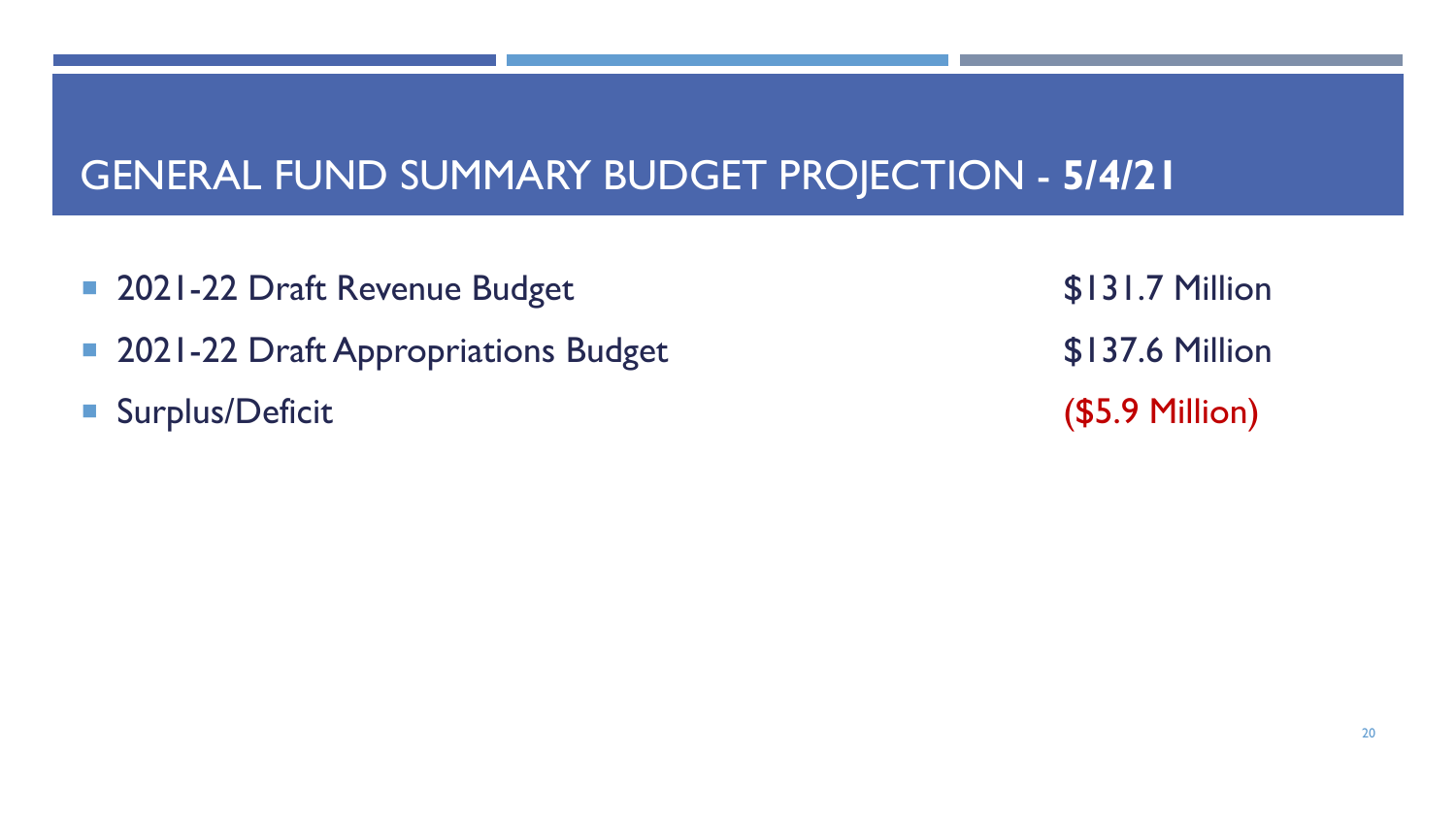# GENERAL FUND SUMMARY BUDGET PROJECTION - **5/4/21**

| | |
|---|---|
| 2021-22 Draft Revenue Budget | $131.7 Million |
| 2021-22 Draft Appropriations Budget | $137.6 Million |
| Surplus/Deficit | ($5.9 Million) |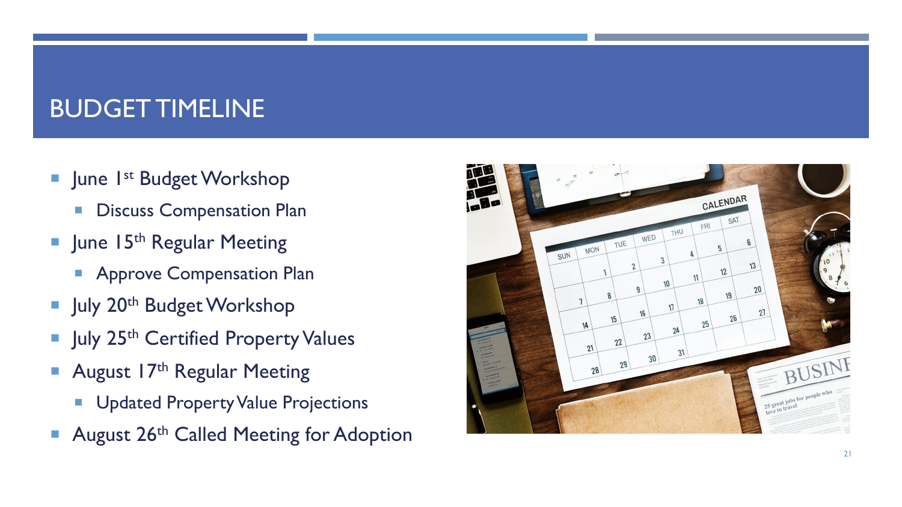# BUDGET TIMELINE

- June 1st Budget Workshop
  - Discuss Compensation Plan
- June 15th Regular Meeting
  - Approve Compensation Plan
- July 20th Budget Workshop
- July 25th Certified Property Values
- August 17th Regular Meeting
  - Updated Property Value Projections
- August 26th Called Meeting for Adoption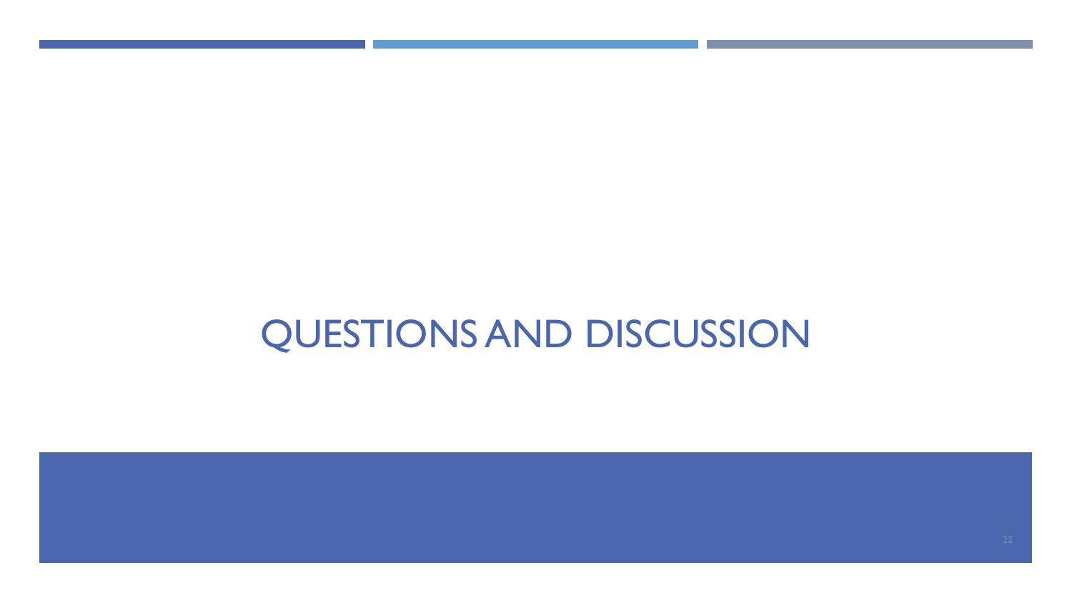# QUESTIONS AND DISCUSSION